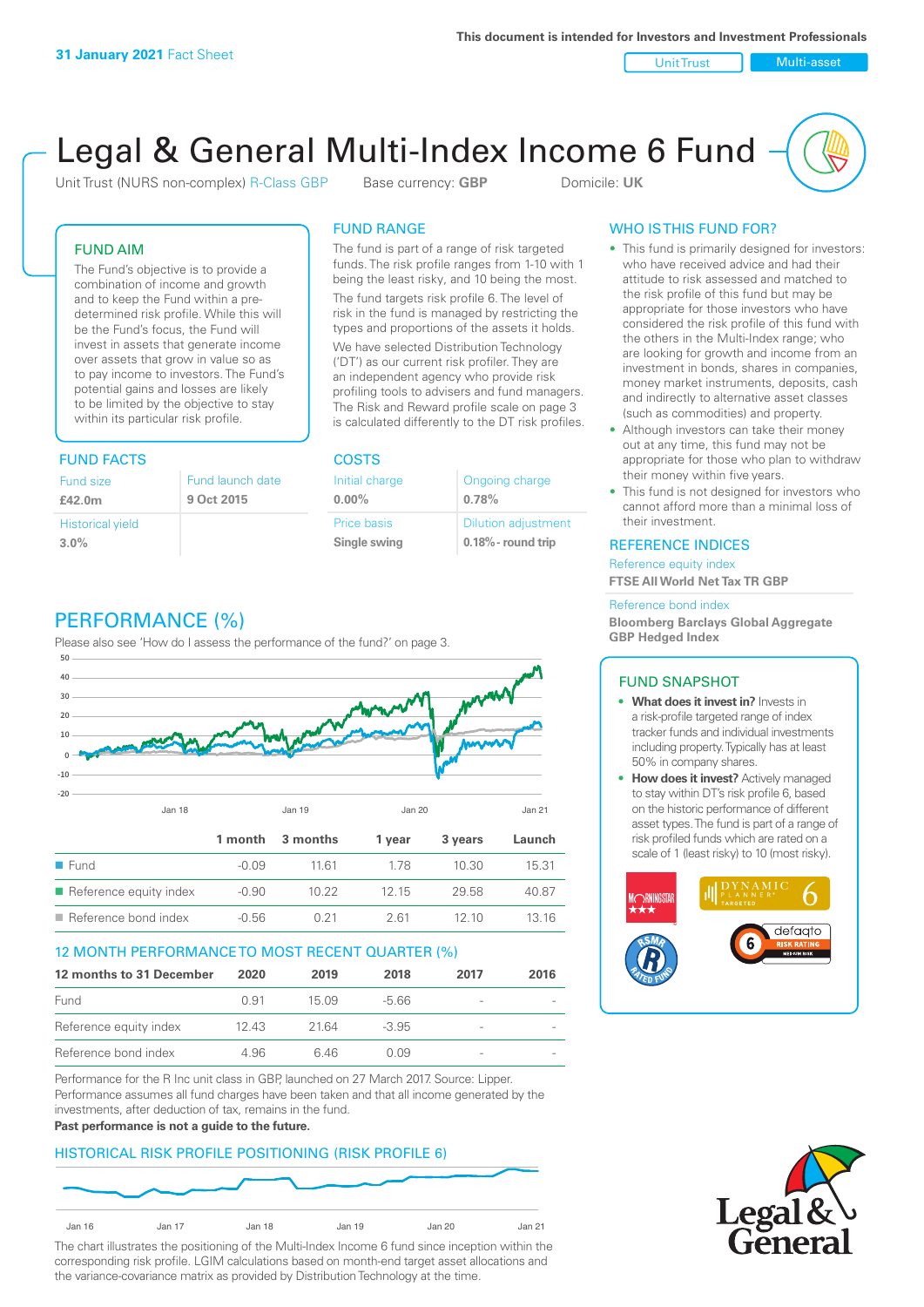**31 January 2021** Fact Sheet

This document is intended for Investors and Investment Professionals

Unit Trust | Multi-asset

# Legal & General Multi-Index Income 6 Fund

Unit Trust (NURS non-complex) R-Class GBP   Base currency: **GBP**   Domicile: **UK**

## FUND AIM

The Fund's objective is to provide a combination of income and growth and to keep the Fund within a pre-determined risk profile. While this will be the Fund's focus, the Fund will invest in assets that generate income over assets that grow in value so as to pay income to investors. The Fund's potential gains and losses are likely to be limited by the objective to stay within its particular risk profile.

## FUND RANGE

The fund is part of a range of risk targeted funds. The risk profile ranges from 1-10 with 1 being the least risky, and 10 being the most.

The fund targets risk profile 6. The level of risk in the fund is managed by restricting the types and proportions of the assets it holds. We have selected Distribution Technology ('DT') as our current risk profiler. They are an independent agency who provide risk profiling tools to advisers and fund managers. The Risk and Reward profile scale on page 3 is calculated differently to the DT risk profiles.

## WHO IS THIS FUND FOR?

- This fund is primarily designed for investors: who have received advice and had their attitude to risk assessed and matched to the risk profile of this fund but may be appropriate for those investors who have considered the risk profile of this fund with the others in the Multi-Index range; who are looking for growth and income from an investment in bonds, shares in companies, money market instruments, deposits, cash and indirectly to alternative asset classes (such as commodities) and property.
- Although investors can take their money out at any time, this fund may not be appropriate for those who plan to withdraw their money within five years.
- This fund is not designed for investors who cannot afford more than a minimal loss of their investment.

## FUND FACTS

| Fund size | Fund launch date |
|---|---|
| **£42.0m** | **9 Oct 2015** |
| Historical yield | |
| **3.0%** | |

## COSTS

| Initial charge | Ongoing charge |
|---|---|
| **0.00%** | **0.78%** |
| Price basis | Dilution adjustment |
| **Single swing** | **0.18% - round trip** |

## REFERENCE INDICES

Reference equity index
**FTSE All World Net Tax TR GBP**

Reference bond index
**Bloomberg Barclays Global Aggregate GBP Hedged Index**

## PERFORMANCE (%)

Please also see 'How do I assess the performance of the fund?' on page 3.

| | 1 month | 3 months | 1 year | 3 years | Launch |
|---|---|---|---|---|---|
| Fund | -0.09 | 11.61 | 1.78 | 10.30 | 15.31 |
| Reference equity index | -0.90 | 10.22 | 12.15 | 29.58 | 40.87 |
| Reference bond index | -0.56 | 0.21 | 2.61 | 12.10 | 13.16 |

## 12 MONTH PERFORMANCE TO MOST RECENT QUARTER (%)

| 12 months to 31 December | 2020 | 2019 | 2018 | 2017 | 2016 |
|---|---|---|---|---|---|
| Fund | 0.91 | 15.09 | -5.66 | - | - |
| Reference equity index | 12.43 | 21.64 | -3.95 | - | - |
| Reference bond index | 4.96 | 6.46 | 0.09 | - | - |

Performance for the R Inc unit class in GBP, launched on 27 March 2017. Source: Lipper. Performance assumes all fund charges have been taken and that all income generated by the investments, after deduction of tax, remains in the fund.

**Past performance is not a guide to the future.**

## FUND SNAPSHOT

- **What does it invest in?** Invests in a risk-profile targeted range of index tracker funds and individual investments including property. Typically has at least 50% in company shares.
- **How does it invest?** Actively managed to stay within DT's risk profile 6, based on the historic performance of different asset types. The fund is part of a range of risk profiled funds which are rated on a scale of 1 (least risky) to 10 (most risky).

## HISTORICAL RISK PROFILE POSITIONING (RISK PROFILE 6)

The chart illustrates the positioning of the Multi-Index Income 6 fund since inception within the corresponding risk profile. LGIM calculations based on month-end target asset allocations and the variance-covariance matrix as provided by Distribution Technology at the time.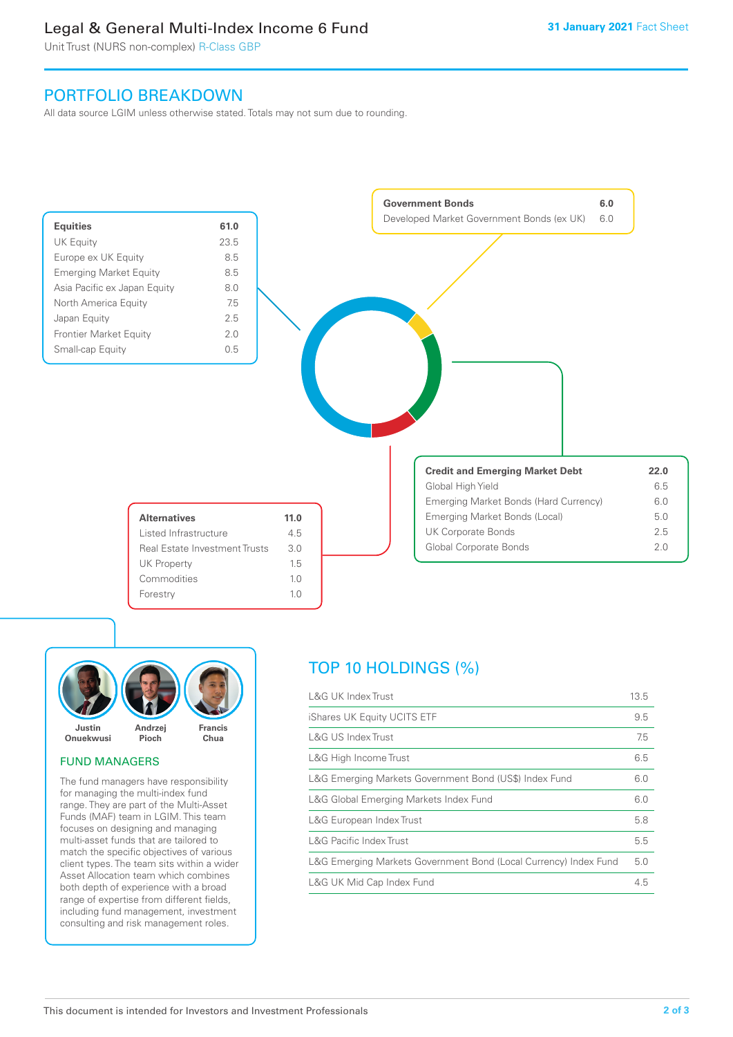# Legal & General Multi-Index Income 6 Fund

Unit Trust (NURS non-complex) R-Class GBP

31 January 2021 Fact Sheet

## PORTFOLIO BREAKDOWN

All data source LGIM unless otherwise stated. Totals may not sum due to rounding.

| Equities | 61.0 |
|---|---|
| UK Equity | 23.5 |
| Europe ex UK Equity | 8.5 |
| Emerging Market Equity | 8.5 |
| Asia Pacific ex Japan Equity | 8.0 |
| North America Equity | 7.5 |
| Japan Equity | 2.5 |
| Frontier Market Equity | 2.0 |
| Small-cap Equity | 0.5 |

| Government Bonds | 6.0 |
|---|---|
| Developed Market Government Bonds (ex UK) | 6.0 |

| Credit and Emerging Market Debt | 22.0 |
|---|---|
| Global High Yield | 6.5 |
| Emerging Market Bonds (Hard Currency) | 6.0 |
| Emerging Market Bonds (Local) | 5.0 |
| UK Corporate Bonds | 2.5 |
| Global Corporate Bonds | 2.0 |

| Alternatives | 11.0 |
|---|---|
| Listed Infrastructure | 4.5 |
| Real Estate Investment Trusts | 3.0 |
| UK Property | 1.5 |
| Commodities | 1.0 |
| Forestry | 1.0 |

Justin Onuekwusi, Andrzej Pioch, Francis Chua

## FUND MANAGERS

The fund managers have responsibility for managing the multi-index fund range. They are part of the Multi-Asset Funds (MAF) team in LGIM. This team focuses on designing and managing multi-asset funds that are tailored to match the specific objectives of various client types. The team sits within a wider Asset Allocation team which combines both depth of experience with a broad range of expertise from different fields, including fund management, investment consulting and risk management roles.

## TOP 10 HOLDINGS (%)

| Holding | % |
|---|---|
| L&G UK Index Trust | 13.5 |
| iShares UK Equity UCITS ETF | 9.5 |
| L&G US Index Trust | 7.5 |
| L&G High Income Trust | 6.5 |
| L&G Emerging Markets Government Bond (US$) Index Fund | 6.0 |
| L&G Global Emerging Markets Index Fund | 6.0 |
| L&G European Index Trust | 5.8 |
| L&G Pacific Index Trust | 5.5 |
| L&G Emerging Markets Government Bond (Local Currency) Index Fund | 5.0 |
| L&G UK Mid Cap Index Fund | 4.5 |

This document is intended for Investors and Investment Professionals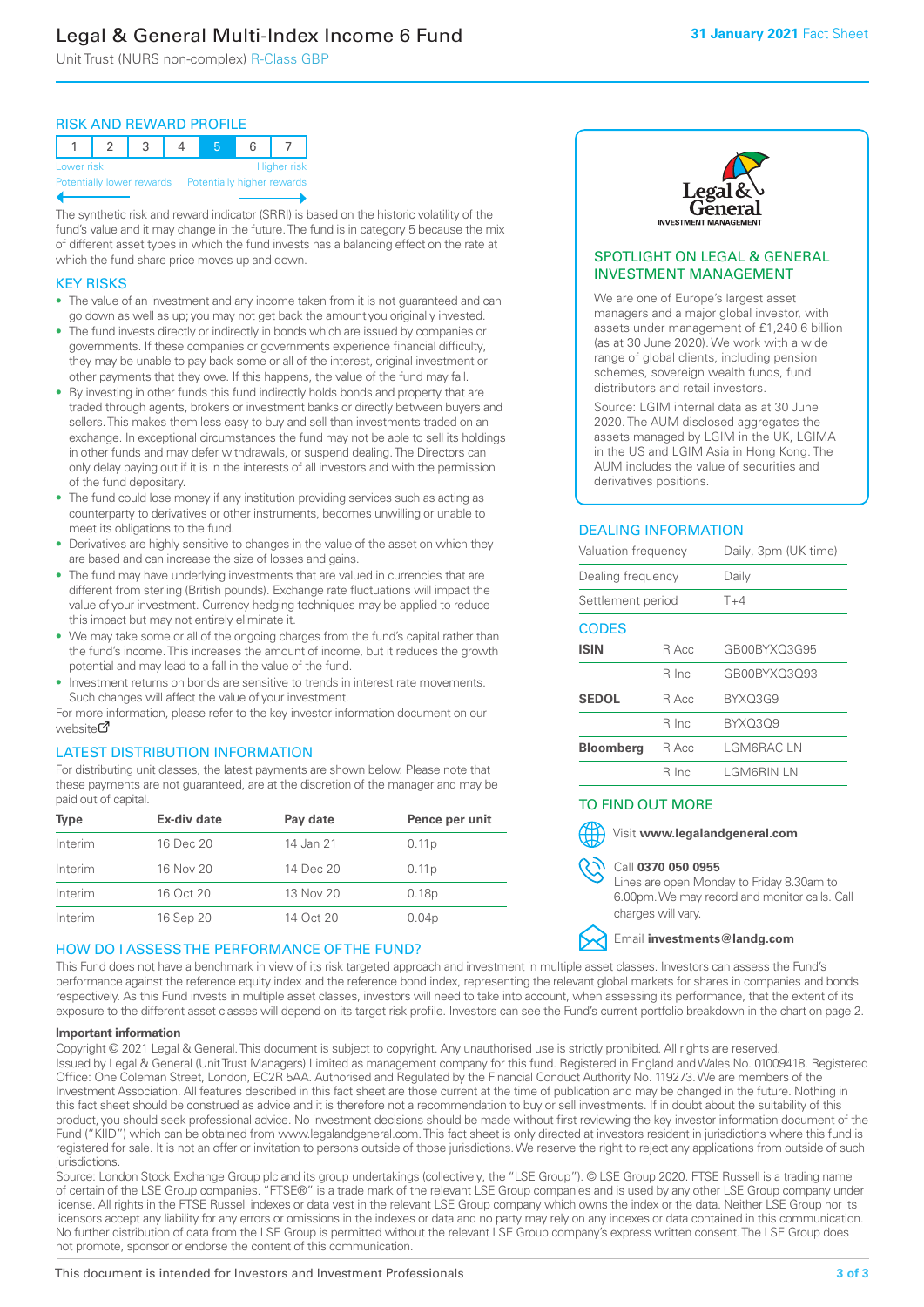# Legal & General Multi-Index Income 6 Fund

Unit Trust (NURS non-complex) R-Class GBP

31 January 2021 Fact Sheet

## RISK AND REWARD PROFILE

| 1 | 2 | 3 | 4 | 5 | 6 | 7 |
|---|---|---|---|---|---|---|

Lower risk — Higher risk

Potentially lower rewards — Potentially higher rewards

The synthetic risk and reward indicator (SRRI) is based on the historic volatility of the fund's value and it may change in the future. The fund is in category 5 because the mix of different asset types in which the fund invests has a balancing effect on the rate at which the fund share price moves up and down.

## KEY RISKS

- The value of an investment and any income taken from it is not guaranteed and can go down as well as up; you may not get back the amount you originally invested.
- The fund invests directly or indirectly in bonds which are issued by companies or governments. If these companies or governments experience financial difficulty, they may be unable to pay back some or all of the interest, original investment or other payments that they owe. If this happens, the value of the fund may fall.
- By investing in other funds this fund indirectly holds bonds and property that are traded through agents, brokers or investment banks or directly between buyers and sellers. This makes them less easy to buy and sell than investments traded on an exchange. In exceptional circumstances the fund may not be able to sell its holdings in other funds and may defer withdrawals, or suspend dealing. The Directors can only delay paying out if it is in the interests of all investors and with the permission of the fund depositary.
- The fund could lose money if any institution providing services such as acting as counterparty to derivatives or other instruments, becomes unwilling or unable to meet its obligations to the fund.
- Derivatives are highly sensitive to changes in the value of the asset on which they are based and can increase the size of losses and gains.
- The fund may have underlying investments that are valued in currencies that are different from sterling (British pounds). Exchange rate fluctuations will impact the value of your investment. Currency hedging techniques may be applied to reduce this impact but may not entirely eliminate it.
- We may take some or all of the ongoing charges from the fund's capital rather than the fund's income. This increases the amount of income, but it reduces the growth potential and may lead to a fall in the value of the fund.
- Investment returns on bonds are sensitive to trends in interest rate movements. Such changes will affect the value of your investment.

For more information, please refer to the key investor information document on our website

## LATEST DISTRIBUTION INFORMATION

For distributing unit classes, the latest payments are shown below. Please note that these payments are not guaranteed, are at the discretion of the manager and may be paid out of capital.

| Type | Ex-div date | Pay date | Pence per unit |
|---|---|---|---|
| Interim | 16 Dec 20 | 14 Jan 21 | 0.11p |
| Interim | 16 Nov 20 | 14 Dec 20 | 0.11p |
| Interim | 16 Oct 20 | 13 Nov 20 | 0.18p |
| Interim | 16 Sep 20 | 14 Oct 20 | 0.04p |

## HOW DO I ASSESS THE PERFORMANCE OF THE FUND?

This Fund does not have a benchmark in view of its risk targeted approach and investment in multiple asset classes. Investors can assess the Fund's performance against the reference equity index and the reference bond index, representing the relevant global markets for shares in companies and bonds respectively. As this Fund invests in multiple asset classes, investors will need to take into account, when assessing its performance, that the extent of its exposure to the different asset classes will depend on its target risk profile. Investors can see the Fund's current portfolio breakdown in the chart on page 2.

## SPOTLIGHT ON LEGAL & GENERAL INVESTMENT MANAGEMENT

We are one of Europe's largest asset managers and a major global investor, with assets under management of £1,240.6 billion (as at 30 June 2020). We work with a wide range of global clients, including pension schemes, sovereign wealth funds, fund distributors and retail investors.

Source: LGIM internal data as at 30 June 2020. The AUM disclosed aggregates the assets managed by LGIM in the UK, LGIMA in the US and LGIM Asia in Hong Kong. The AUM includes the value of securities and derivatives positions.

## DEALING INFORMATION

| | |
|---|---|
| Valuation frequency | Daily, 3pm (UK time) |
| Dealing frequency | Daily |
| Settlement period | T+4 |

## CODES

| | | |
|---|---|---|
| **ISIN** | R Acc | GB00BYXQ3G95 |
| | R Inc | GB00BYXQ3Q93 |
| **SEDOL** | R Acc | BYXQ3G9 |
| | R Inc | BYXQ3Q9 |
| **Bloomberg** | R Acc | LGM6RAC LN |
| | R Inc | LGM6RIN LN |

## TO FIND OUT MORE

Visit **www.legalandgeneral.com**

Call **0370 050 0955**
Lines are open Monday to Friday 8.30am to 6.00pm. We may record and monitor calls. Call charges will vary.

Email **investments@landg.com**

**Important information**

Copyright © 2021 Legal & General. This document is subject to copyright. Any unauthorised use is strictly prohibited. All rights are reserved.
Issued by Legal & General (Unit Trust Managers) Limited as management company for this fund. Registered in England and Wales No. 01009418. Registered Office: One Coleman Street, London, EC2R 5AA. Authorised and Regulated by the Financial Conduct Authority No. 119273. We are members of the Investment Association. All features described in this fact sheet are those current at the time of publication and may be changed in the future. Nothing in this fact sheet should be construed as advice and it is therefore not a recommendation to buy or sell investments. If in doubt about the suitability of this product, you should seek professional advice. No investment decisions should be made without first reviewing the key investor information document of the Fund ("KIID") which can be obtained from www.legalandgeneral.com. This fact sheet is only directed at investors resident in jurisdictions where this fund is registered for sale. It is not an offer or invitation to persons outside of those jurisdictions. We reserve the right to reject any applications from outside of such jurisdictions.
Source: London Stock Exchange Group plc and its group undertakings (collectively, the "LSE Group"). © LSE Group 2020. FTSE Russell is a trading name of certain of the LSE Group companies. "FTSE®" is a trade mark of the relevant LSE Group companies and is used by any other LSE Group company under license. All rights in the FTSE Russell indexes or data vest in the relevant LSE Group company which owns the index or the data. Neither LSE Group nor its licensors accept any liability for any errors or omissions in the indexes or data and no party may rely on any indexes or data contained in this communication. No further distribution of data from the LSE Group is permitted without the relevant LSE Group company's express written consent. The LSE Group does not promote, sponsor or endorse the content of this communication.

This document is intended for Investors and Investment Professionals